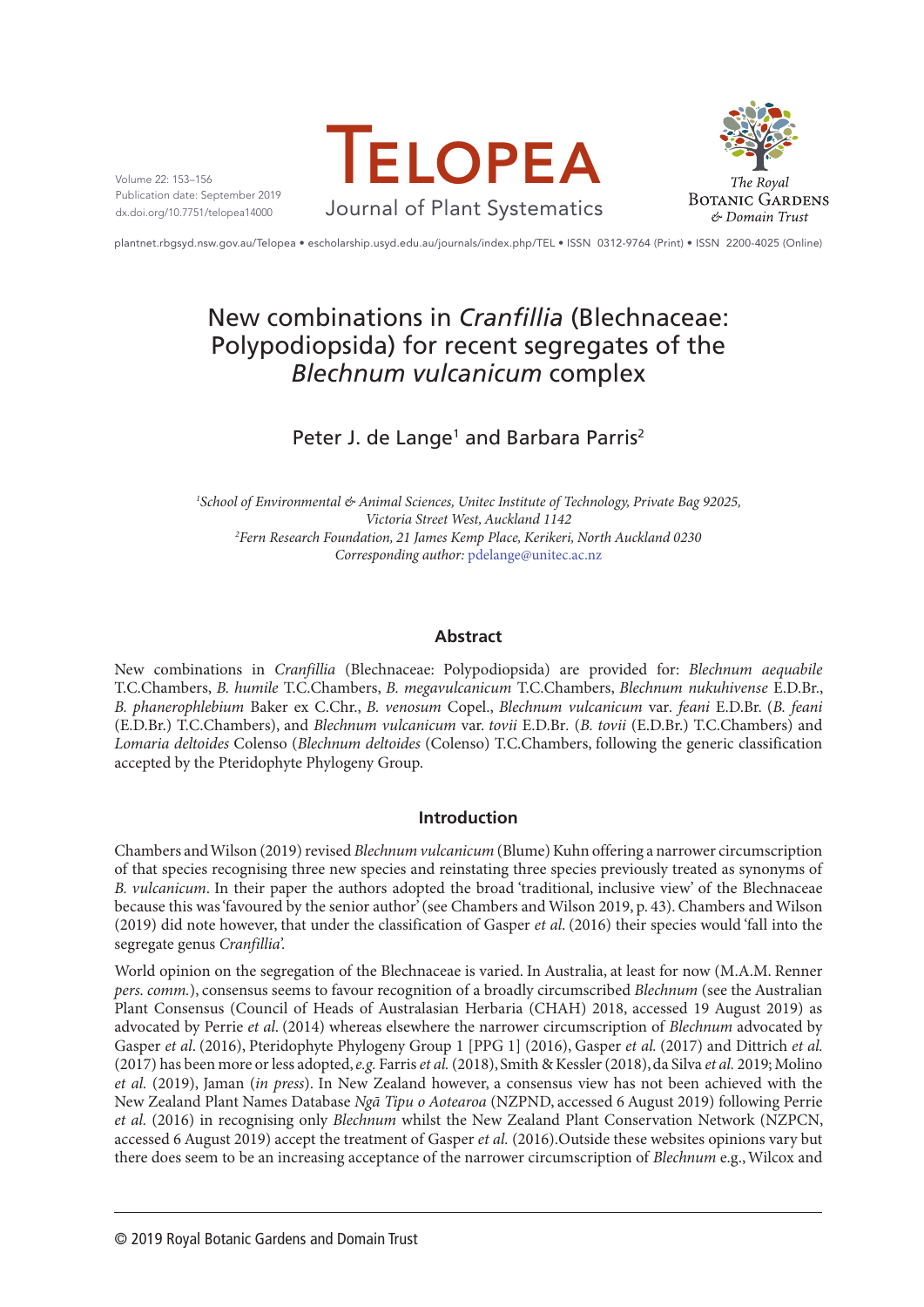# New combinations in *Cranfillia* (Blechnaceae: Polypodiopsida) for recent segregates of the *Blechnum vulcanicum* complex

Peter J. de Lange[1] and Barbara Parris[2]

[1]*School of Environmental & Animal Sciences, Unitec Institute of Technology, Private Bag 92025, Victoria Street West, Auckland 1142*
[2]*Fern Research Foundation, 21 James Kemp Place, Kerikeri, North Auckland 0230*
*Corresponding author:* pdelange@unitec.ac.nz

## Abstract

New combinations in *Cranfillia* (Blechnaceae: Polypodiopsida) are provided for: *Blechnum aequabile* T.C.Chambers, *B. humile* T.C.Chambers, *B. megavulcanicum* T.C.Chambers, *Blechnum nukuhivense* E.D.Br., *B. phanerophlebium* Baker ex C.Chr., *B. venosum* Copel., *Blechnum vulcanicum* var. *feani* E.D.Br. (*B. feani* (E.D.Br.) T.C.Chambers), and *Blechnum vulcanicum* var. *tovii* E.D.Br. (*B. tovii* (E.D.Br.) T.C.Chambers) and *Lomaria deltoides* Colenso (*Blechnum deltoides* (Colenso) T.C.Chambers, following the generic classification accepted by the Pteridophyte Phylogeny Group.

## Introduction

Chambers and Wilson (2019) revised *Blechnum vulcanicum* (Blume) Kuhn offering a narrower circumscription of that species recognising three new species and reinstating three species previously treated as synonyms of *B. vulcanicum*. In their paper the authors adopted the broad 'traditional, inclusive view' of the Blechnaceae because this was 'favoured by the senior author' (see Chambers and Wilson 2019, p. 43). Chambers and Wilson (2019) did note however, that under the classification of Gasper *et al.* (2016) their species would 'fall into the segregate genus *Cranfillia*'.

World opinion on the segregation of the Blechnaceae is varied. In Australia, at least for now (M.A.M. Renner *pers. comm.*), consensus seems to favour recognition of a broadly circumscribed *Blechnum* (see the Australian Plant Consensus (Council of Heads of Australasian Herbaria (CHAH) 2018, accessed 19 August 2019) as advocated by Perrie *et al*. (2014) whereas elsewhere the narrower circumscription of *Blechnum* advocated by Gasper *et al*. (2016), Pteridophyte Phylogeny Group 1 [PPG 1] (2016), Gasper *et al.* (2017) and Dittrich *et al.* (2017) has been more or less adopted, *e.g.* Farris *et al.* (2018), Smith & Kessler (2018), da Silva *et al.* 2019; Molino *et al.* (2019), Jaman (*in press*). In New Zealand however, a consensus view has not been achieved with the New Zealand Plant Names Database *Ngā Tipu o Aotearoa* (NZPND, accessed 6 August 2019) following Perrie *et al.* (2016) in recognising only *Blechnum* whilst the New Zealand Plant Conservation Network (NZPCN, accessed 6 August 2019) accept the treatment of Gasper *et al.* (2016).Outside these websites opinions vary but there does seem to be an increasing acceptance of the narrower circumscription of *Blechnum* e.g., Wilcox and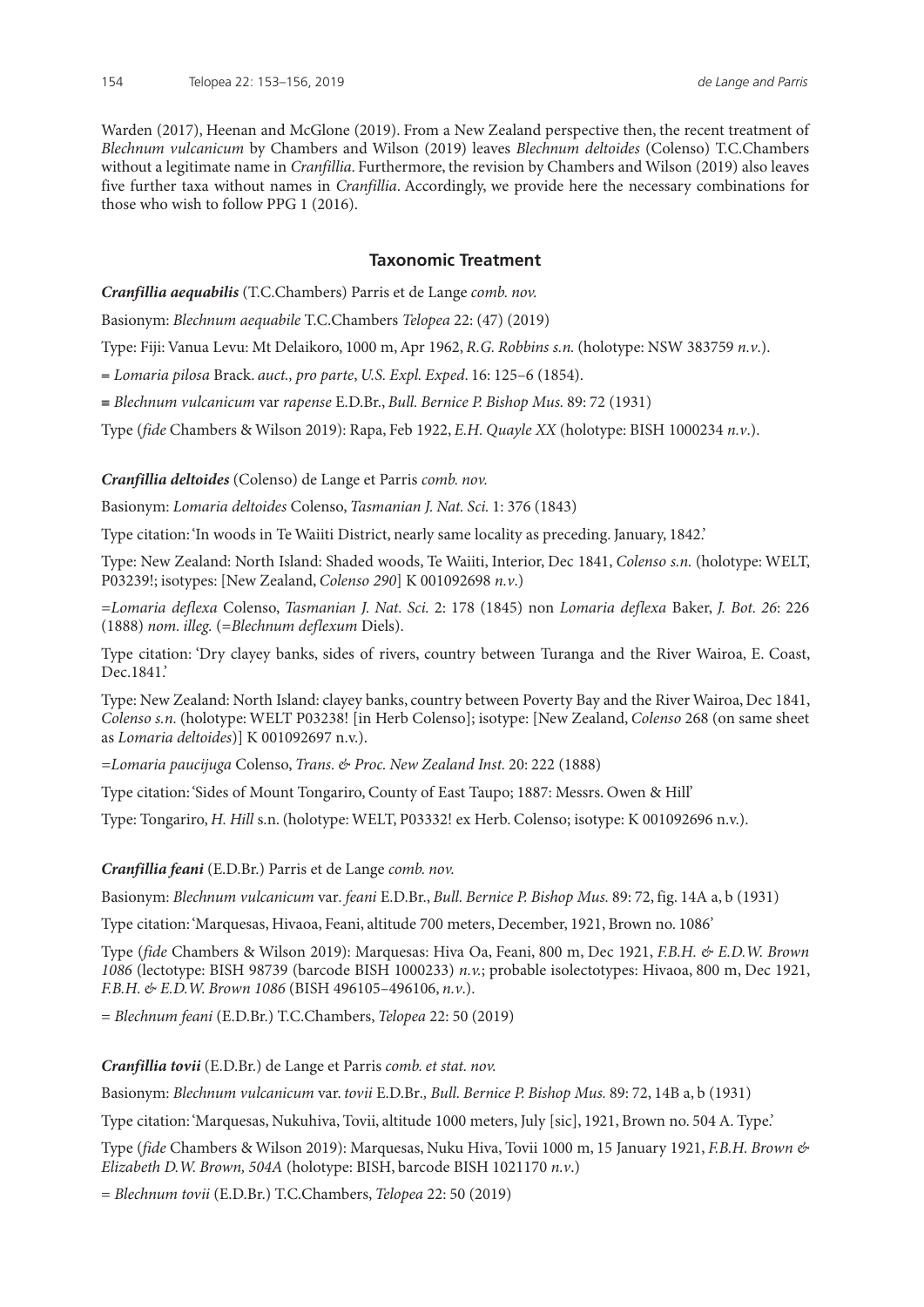Warden (2017), Heenan and McGlone (2019). From a New Zealand perspective then, the recent treatment of *Blechnum vulcanicum* by Chambers and Wilson (2019) leaves *Blechnum deltoides* (Colenso) T.C.Chambers without a legitimate name in *Cranfillia*. Furthermore, the revision by Chambers and Wilson (2019) also leaves five further taxa without names in *Cranfillia*. Accordingly, we provide here the necessary combinations for those who wish to follow PPG 1 (2016).

## Taxonomic Treatment

***Cranfillia aequabilis*** (T.C.Chambers) Parris et de Lange *comb. nov.*

Basionym: *Blechnum aequabile* T.C.Chambers *Telopea* 22: (47) (2019)

Type: Fiji: Vanua Levu: Mt Delaikoro, 1000 m, Apr 1962, *R.G. Robbins s.n.* (holotype: NSW 383759 *n.v.*).

= *Lomaria pilosa* Brack. *auct., pro parte*, *U.S. Expl. Exped*. 16: 125–6 (1854).

≡ *Blechnum vulcanicum* var *rapense* E.D.Br., *Bull. Bernice P. Bishop Mus.* 89: 72 (1931)

Type (*fide* Chambers & Wilson 2019): Rapa, Feb 1922, *E.H. Quayle XX* (holotype: BISH 1000234 *n.v.*).

***Cranfillia deltoides*** (Colenso) de Lange et Parris *comb. nov.*

Basionym: *Lomaria deltoides* Colenso, *Tasmanian J. Nat. Sci.* 1: 376 (1843)

Type citation: 'In woods in Te Waiiti District, nearly same locality as preceding. January, 1842.'

Type: New Zealand: North Island: Shaded woods, Te Waiiti, Interior, Dec 1841, *Colenso s.n.* (holotype: WELT, P03239!; isotypes: [New Zealand, *Colenso 290*] K 001092698 *n.v.*)

=*Lomaria deflexa* Colenso, *Tasmanian J. Nat. Sci.* 2: 178 (1845) non *Lomaria deflexa* Baker, *J. Bot. 26*: 226 (1888) *nom. illeg.* (=*Blechnum deflexum* Diels).

Type citation: 'Dry clayey banks, sides of rivers, country between Turanga and the River Wairoa, E. Coast, Dec.1841.'

Type: New Zealand: North Island: clayey banks, country between Poverty Bay and the River Wairoa, Dec 1841, *Colenso s.n.* (holotype: WELT P03238! [in Herb Colenso]; isotype: [New Zealand, *Colenso* 268 (on same sheet as *Lomaria deltoides*)] K 001092697 n.v.).

=*Lomaria paucijuga* Colenso, *Trans. & Proc. New Zealand Inst.* 20: 222 (1888)

Type citation: 'Sides of Mount Tongariro, County of East Taupo; 1887: Messrs. Owen & Hill'

Type: Tongariro, *H. Hill* s.n. (holotype: WELT, P03332! ex Herb. Colenso; isotype: K 001092696 n.v.).

***Cranfillia feani*** (E.D.Br.) Parris et de Lange *comb. nov.*

Basionym: *Blechnum vulcanicum* var. *feani* E.D.Br., *Bull. Bernice P. Bishop Mus.* 89: 72, fig. 14A a, b (1931)

Type citation: 'Marquesas, Hivaoa, Feani, altitude 700 meters, December, 1921, Brown no. 1086'

Type (*fide* Chambers & Wilson 2019): Marquesas: Hiva Oa, Feani, 800 m, Dec 1921, *F.B.H. & E.D.W. Brown 1086* (lectotype: BISH 98739 (barcode BISH 1000233) *n.v.*; probable isolectotypes: Hivaoa, 800 m, Dec 1921, *F.B.H. & E.D.W. Brown 1086* (BISH 496105–496106, *n.v.*).

= *Blechnum feani* (E.D.Br.) T.C.Chambers, *Telopea* 22: 50 (2019)

***Cranfillia tovii*** (E.D.Br.) de Lange et Parris *comb. et stat. nov.*

Basionym: *Blechnum vulcanicum* var. *tovii* E.D.Br.*, Bull. Bernice P. Bishop Mus.* 89: 72, 14B a, b (1931)

Type citation: 'Marquesas, Nukuhiva, Tovii, altitude 1000 meters, July [sic], 1921, Brown no. 504 A. Type.'

Type (*fide* Chambers & Wilson 2019): Marquesas, Nuku Hiva, Tovii 1000 m, 15 January 1921, *F.B.H. Brown & Elizabeth D.W. Brown, 504A* (holotype: BISH, barcode BISH 1021170 *n.v.*)

= *Blechnum tovii* (E.D.Br.) T.C.Chambers, *Telopea* 22: 50 (2019)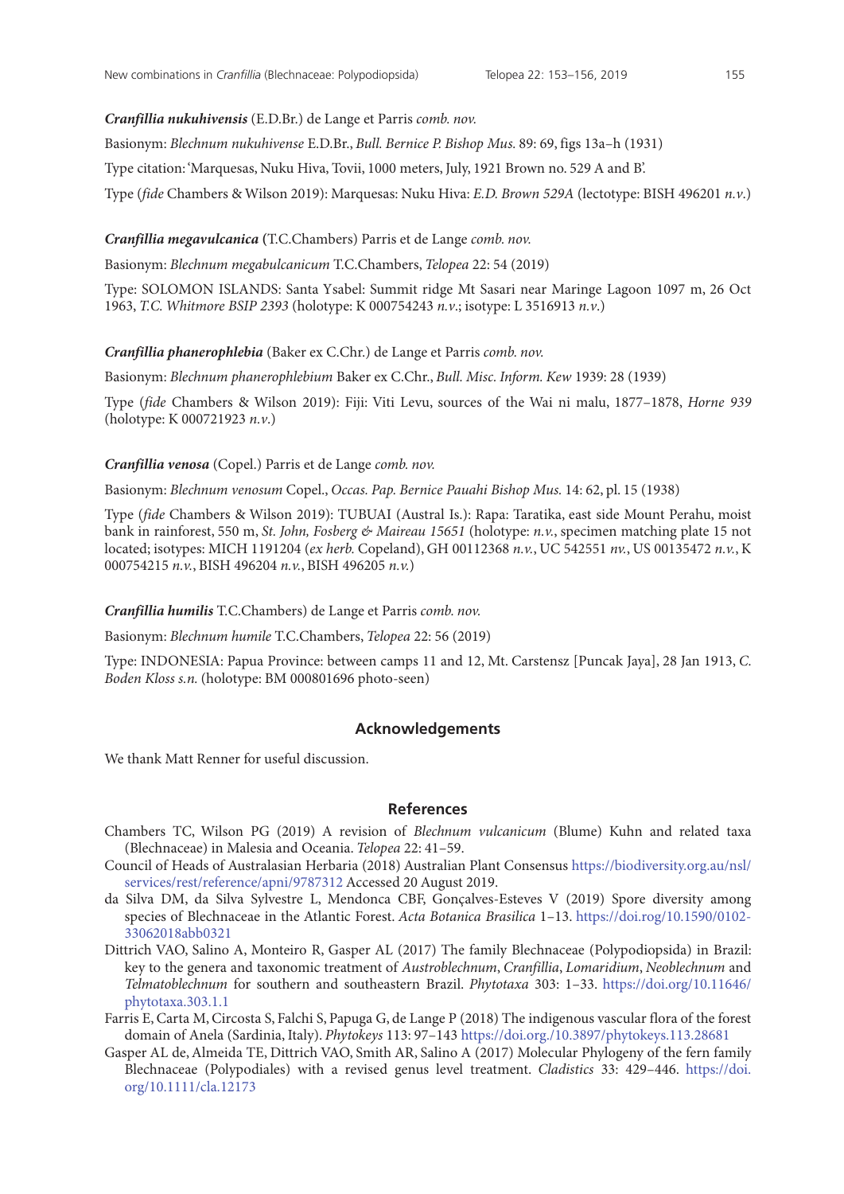***Cranfillia nukuhivensis*** (E.D.Br.) de Lange et Parris *comb. nov.*

Basionym: *Blechnum nukuhivense* E.D.Br., *Bull. Bernice P. Bishop Mus.* 89: 69, figs 13a–h (1931)

Type citation: 'Marquesas, Nuku Hiva, Tovii, 1000 meters, July, 1921 Brown no. 529 A and B'.

Type (*fide* Chambers & Wilson 2019): Marquesas: Nuku Hiva: *E.D. Brown 529A* (lectotype: BISH 496201 *n.v.*)

***Cranfillia megavulcanica*** **(**T.C.Chambers) Parris et de Lange *comb. nov.*

Basionym: *Blechnum megabulcanicum* T.C.Chambers, *Telopea* 22: 54 (2019)

Type: SOLOMON ISLANDS: Santa Ysabel: Summit ridge Mt Sasari near Maringe Lagoon 1097 m, 26 Oct 1963, *T.C. Whitmore BSIP 2393* (holotype: K 000754243 *n.v.*; isotype: L 3516913 *n.v.*)

***Cranfillia phanerophlebia*** (Baker ex C.Chr.) de Lange et Parris *comb. nov.*

Basionym: *Blechnum phanerophlebium* Baker ex C.Chr., *Bull. Misc. Inform. Kew* 1939: 28 (1939)

Type (*fide* Chambers & Wilson 2019): Fiji: Viti Levu, sources of the Wai ni malu, 1877–1878, *Horne 939* (holotype: K 000721923 *n.v.*)

***Cranfillia venosa*** (Copel.) Parris et de Lange *comb. nov.*

Basionym: *Blechnum venosum* Copel., *Occas. Pap. Bernice Pauahi Bishop Mus.* 14: 62, pl. 15 (1938)

Type (*fide* Chambers & Wilson 2019): TUBUAI (Austral Is.): Rapa: Taratika, east side Mount Perahu, moist bank in rainforest, 550 m, *St. John, Fosberg & Maireau 15651* (holotype: *n.v.*, specimen matching plate 15 not located; isotypes: MICH 1191204 (*ex herb.* Copeland), GH 00112368 *n.v.*, UC 542551 *nv.*, US 00135472 *n.v.*, K 000754215 *n.v.*, BISH 496204 *n.v.*, BISH 496205 *n.v.*)

***Cranfillia humilis*** T.C.Chambers) de Lange et Parris *comb. nov.*

Basionym: *Blechnum humile* T.C.Chambers, *Telopea* 22: 56 (2019)

Type: INDONESIA: Papua Province: between camps 11 and 12, Mt. Carstensz [Puncak Jaya], 28 Jan 1913, *C. Boden Kloss s.n.* (holotype: BM 000801696 photo-seen)

## Acknowledgements

We thank Matt Renner for useful discussion.

## References

Chambers TC, Wilson PG (2019) A revision of *Blechnum vulcanicum* (Blume) Kuhn and related taxa (Blechnaceae) in Malesia and Oceania. *Telopea* 22: 41–59.

Council of Heads of Australasian Herbaria (2018) Australian Plant Consensus https://biodiversity.org.au/nsl/services/rest/reference/apni/9787312 Accessed 20 August 2019.

da Silva DM, da Silva Sylvestre L, Mendonca CBF, Gonçalves-Esteves V (2019) Spore diversity among species of Blechnaceae in the Atlantic Forest. *Acta Botanica Brasilica* 1–13. https://doi.rog/10.1590/0102-33062018abb0321

Dittrich VAO, Salino A, Monteiro R, Gasper AL (2017) The family Blechnaceae (Polypodiopsida) in Brazil: key to the genera and taxonomic treatment of *Austroblechnum*, *Cranfillia*, *Lomaridium*, *Neoblechnum* and *Telmatoblechnum* for southern and southeastern Brazil. *Phytotaxa* 303: 1–33. https://doi.org/10.11646/phytotaxa.303.1.1

Farris E, Carta M, Circosta S, Falchi S, Papuga G, de Lange P (2018) The indigenous vascular flora of the forest domain of Anela (Sardinia, Italy). *Phytokeys* 113: 97–143 https://doi.org./10.3897/phytokeys.113.28681

Gasper AL de, Almeida TE, Dittrich VAO, Smith AR, Salino A (2017) Molecular Phylogeny of the fern family Blechnaceae (Polypodiales) with a revised genus level treatment. *Cladistics* 33: 429–446. https://doi.org/10.1111/cla.12173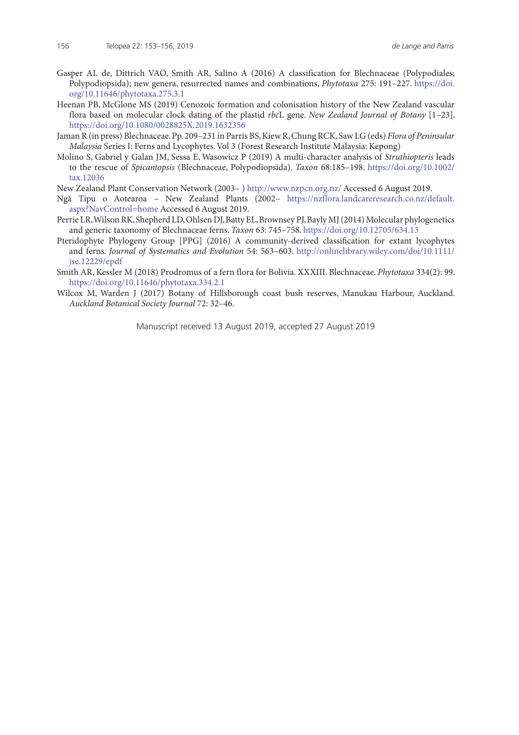Gasper AL de, Dittrich VAO, Smith AR, Salino A (2016) A classification for Blechnaceae (Polypodiales; Polypodiopsida); new genera, resurrected names and combinations, *Phytotaxa* 275: 191–227. https://doi.org/10.11646/phytotaxa.275.3.1

Heenan PB, McGlone MS (2019) Cenozoic formation and colonisation history of the New Zealand vascular flora based on molecular clock dating of the plastid *rbc*L gene. *New Zealand Journal of Botany* [1–23]. https://doi.org/10.1080/0028825X.2019.1632356

Jaman R (in press) Blechnaceae. Pp. 209–231 in Parris BS, Kiew R, Chung RCK, Saw LG (eds) *Flora of Peninsular Malaysia* Series I: Ferns and Lycophytes. Vol 3 (Forest Research Institute Malaysia: Kepong)

Molino S, Gabriel y Galan JM, Sessa E, Wasowicz P (2019) A multi-character analysis of *Struthiopteris* leads to the rescue of *Spicantopsis* (Blechnaceae, Polypodiopsida). *Taxon* 68:185–198. https://doi.org/10.1002/tax.12036

New Zealand Plant Conservation Network (2003– ) http://www.nzpcn.org.nz/ Accessed 6 August 2019.

Ngā Tipu o Aotearoa – New Zealand Plants (2002– https://nzflora.landcareresearch.co.nz/default.aspx?NavControl=home Accessed 6 August 2019.

Perrie LR, Wilson RK, Shepherd LD, Ohlsen DJ, Batty EL, Brownsey PJ, Bayly MJ (2014) Molecular phylogenetics and generic taxonomy of Blechnaceae ferns. *Taxon* 63: 745–758. https://doi.org/10.12705/634.13

Pteridophyte Phylogeny Group [PPG] (2016) A community-derived classification for extant lycophytes and ferns. *Journal of Systematics and Evolution* 54: 563–603. http://onlinelibrary.wiley.com/doi/10.1111/jse.12229/epdf

Smith AR, Kessler M (2018) Prodromus of a fern flora for Bolivia. XXXIII. Blechnaceae. *Phytotaxa* 334(2): 99. https://doi.org/10.11646/phytotaxa.334.2.1

Wilcox M, Warden J (2017) Botany of Hillsborough coast bush reserves, Manukau Harbour, Auckland. *Auckland Botanical Society Journal* 72: 32–46.

Manuscript received 13 August 2019, accepted 27 August 2019